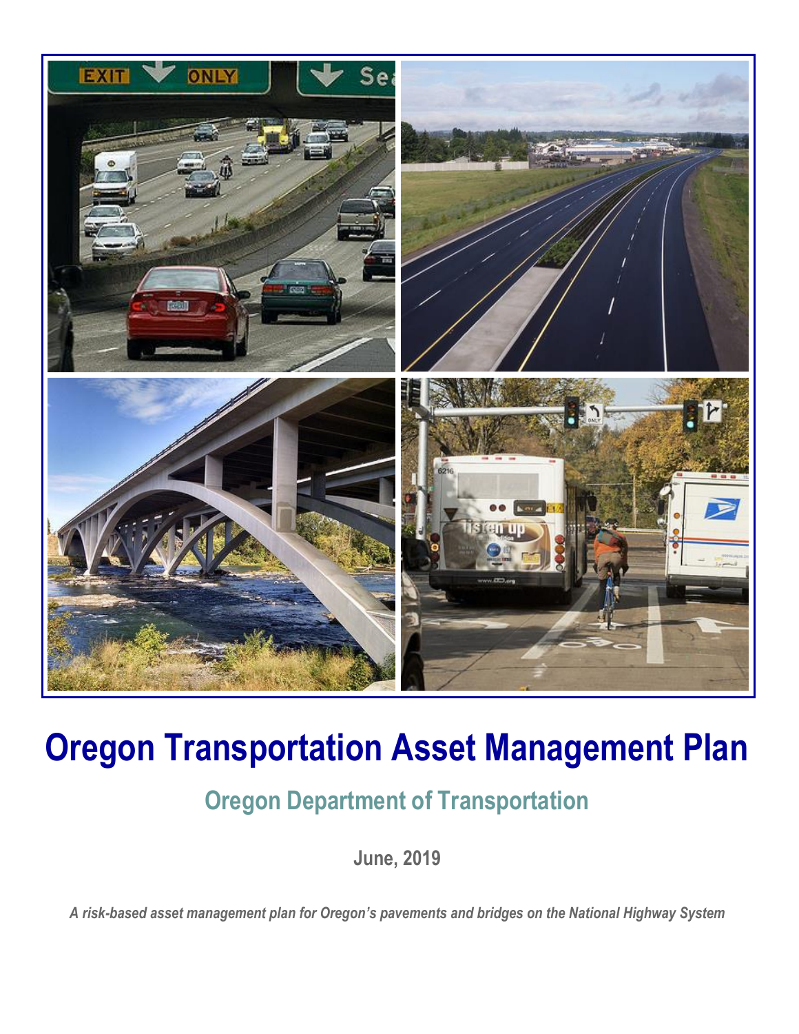# Oregon Transportation Asset Management Plan

## Oregon Department of Transportation

**June, 2019**

***A risk-based asset management plan for Oregon's pavements and bridges on the National Highway System***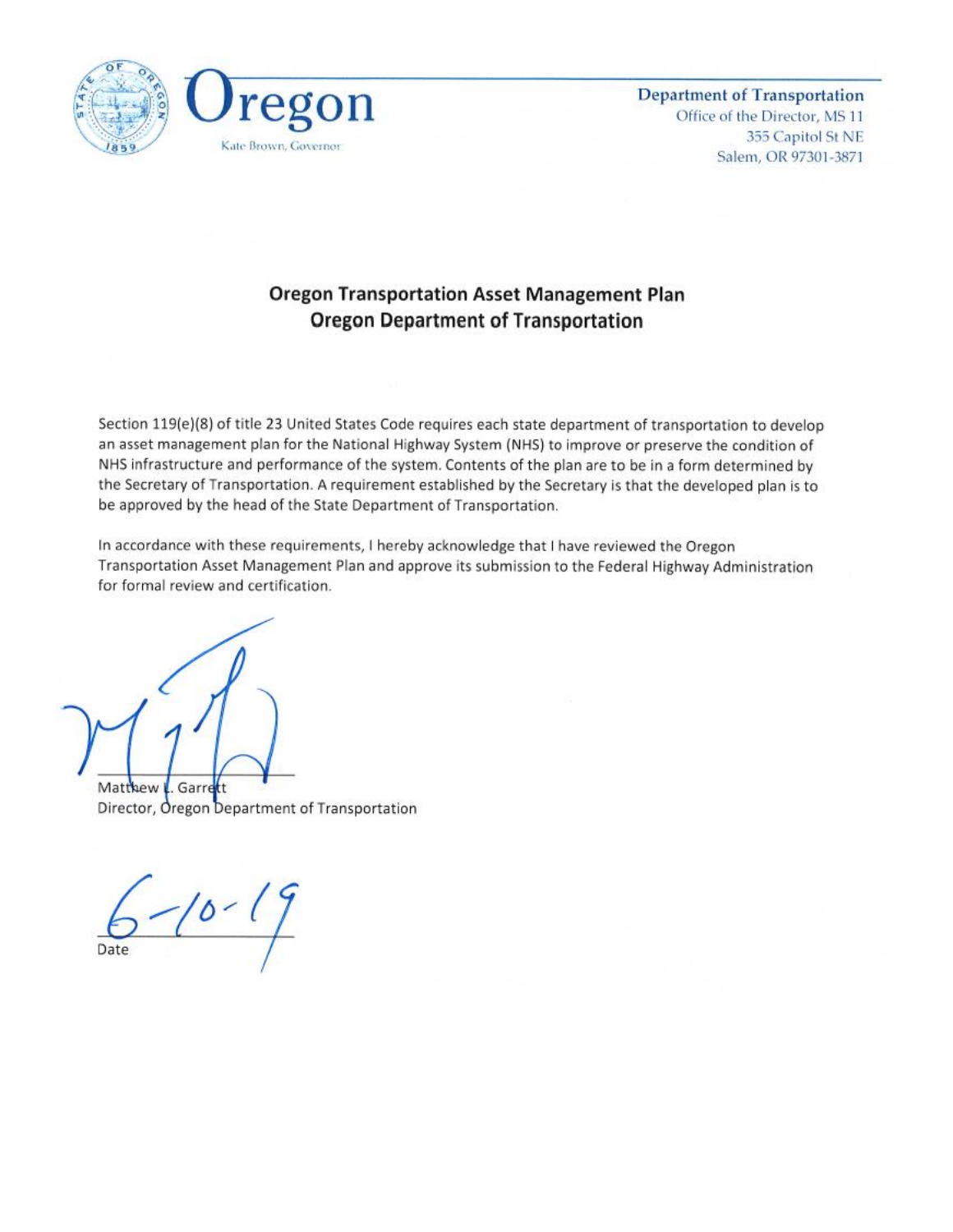Oregon

Kate Brown, Governor

**Department of Transportation**
Office of the Director, MS 11
355 Capitol St NE
Salem, OR 97301-3871

## Oregon Transportation Asset Management Plan
## Oregon Department of Transportation

Section 119(e)(8) of title 23 United States Code requires each state department of transportation to develop an asset management plan for the National Highway System (NHS) to improve or preserve the condition of NHS infrastructure and performance of the system. Contents of the plan are to be in a form determined by the Secretary of Transportation. A requirement established by the Secretary is that the developed plan is to be approved by the head of the State Department of Transportation.

In accordance with these requirements, I hereby acknowledge that I have reviewed the Oregon Transportation Asset Management Plan and approve its submission to the Federal Highway Administration for formal review and certification.

Matthew L. Garrett
Director, Oregon Department of Transportation

6-10-19
Date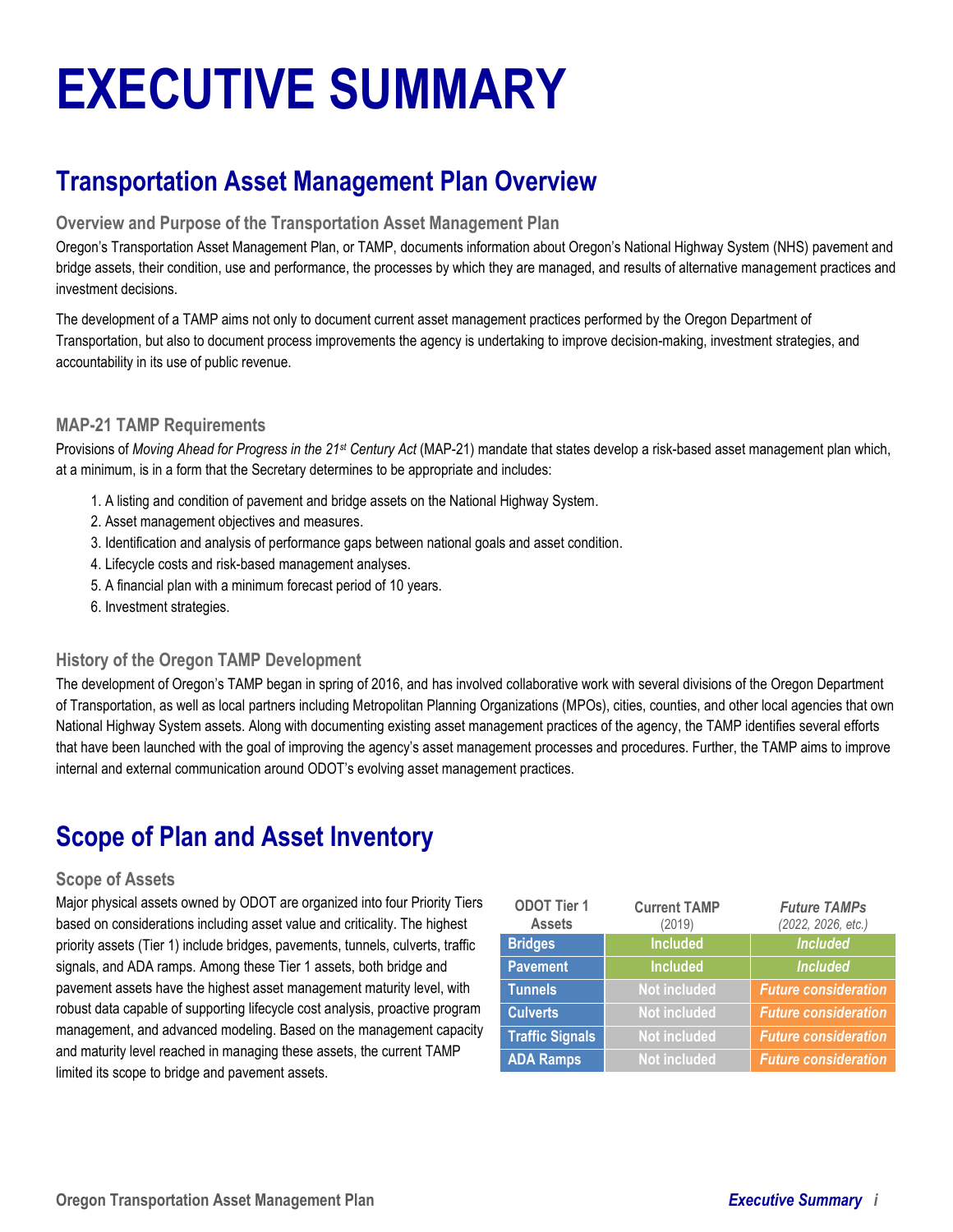# EXECUTIVE SUMMARY

## Transportation Asset Management Plan Overview

### Overview and Purpose of the Transportation Asset Management Plan

Oregon's Transportation Asset Management Plan, or TAMP, documents information about Oregon's National Highway System (NHS) pavement and bridge assets, their condition, use and performance, the processes by which they are managed, and results of alternative management practices and investment decisions.

The development of a TAMP aims not only to document current asset management practices performed by the Oregon Department of Transportation, but also to document process improvements the agency is undertaking to improve decision-making, investment strategies, and accountability in its use of public revenue.

### MAP-21 TAMP Requirements

Provisions of *Moving Ahead for Progress in the 21st Century Act* (MAP-21) mandate that states develop a risk-based asset management plan which, at a minimum, is in a form that the Secretary determines to be appropriate and includes:

1. A listing and condition of pavement and bridge assets on the National Highway System.
2. Asset management objectives and measures.
3. Identification and analysis of performance gaps between national goals and asset condition.
4. Lifecycle costs and risk-based management analyses.
5. A financial plan with a minimum forecast period of 10 years.
6. Investment strategies.

### History of the Oregon TAMP Development

The development of Oregon's TAMP began in spring of 2016, and has involved collaborative work with several divisions of the Oregon Department of Transportation, as well as local partners including Metropolitan Planning Organizations (MPOs), cities, counties, and other local agencies that own National Highway System assets. Along with documenting existing asset management practices of the agency, the TAMP identifies several efforts that have been launched with the goal of improving the agency's asset management processes and procedures. Further, the TAMP aims to improve internal and external communication around ODOT's evolving asset management practices.

## Scope of Plan and Asset Inventory

### Scope of Assets

Major physical assets owned by ODOT are organized into four Priority Tiers based on considerations including asset value and criticality. The highest priority assets (Tier 1) include bridges, pavements, tunnels, culverts, traffic signals, and ADA ramps. Among these Tier 1 assets, both bridge and pavement assets have the highest asset management maturity level, with robust data capable of supporting lifecycle cost analysis, proactive program management, and advanced modeling. Based on the management capacity and maturity level reached in managing these assets, the current TAMP limited its scope to bridge and pavement assets.

| ODOT Tier 1 Assets | Current TAMP (2019) | *Future TAMPs (2022, 2026, etc.)* |
|---|---|---|
| Bridges | Included | *Included* |
| Pavement | Included | *Included* |
| Tunnels | Not included | *Future consideration* |
| Culverts | Not included | *Future consideration* |
| Traffic Signals | Not included | *Future consideration* |
| ADA Ramps | Not included | *Future consideration* |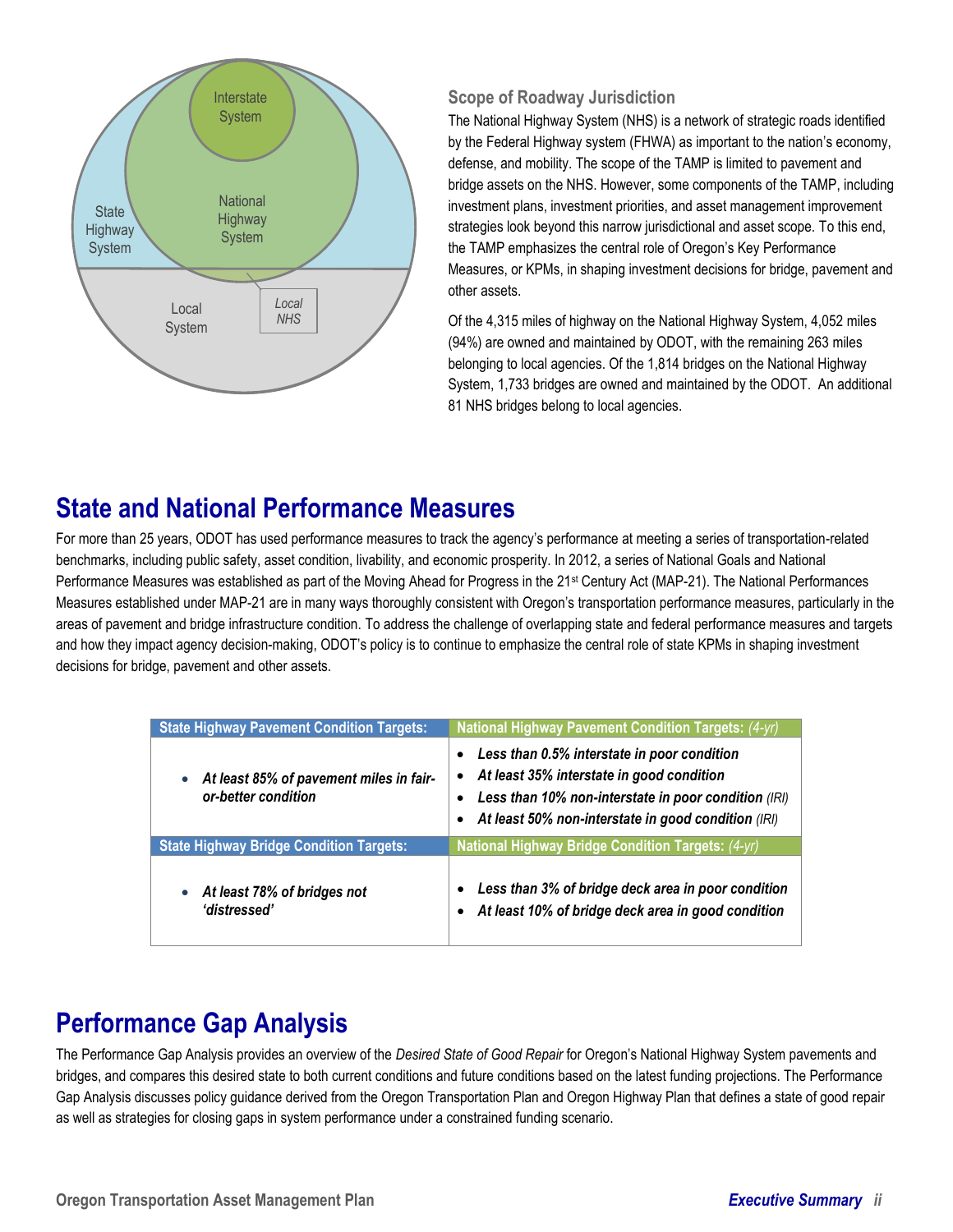### Scope of Roadway Jurisdiction

The National Highway System (NHS) is a network of strategic roads identified by the Federal Highway system (FHWA) as important to the nation's economy, defense, and mobility. The scope of the TAMP is limited to pavement and bridge assets on the NHS. However, some components of the TAMP, including investment plans, investment priorities, and asset management improvement strategies look beyond this narrow jurisdictional and asset scope. To this end, the TAMP emphasizes the central role of Oregon's Key Performance Measures, or KPMs, in shaping investment decisions for bridge, pavement and other assets.

Of the 4,315 miles of highway on the National Highway System, 4,052 miles (94%) are owned and maintained by ODOT, with the remaining 263 miles belonging to local agencies. Of the 1,814 bridges on the National Highway System, 1,733 bridges are owned and maintained by the ODOT. An additional 81 NHS bridges belong to local agencies.

## State and National Performance Measures

For more than 25 years, ODOT has used performance measures to track the agency's performance at meeting a series of transportation-related benchmarks, including public safety, asset condition, livability, and economic prosperity. In 2012, a series of National Goals and National Performance Measures was established as part of the Moving Ahead for Progress in the 21st Century Act (MAP-21). The National Performances Measures established under MAP-21 are in many ways thoroughly consistent with Oregon's transportation performance measures, particularly in the areas of pavement and bridge infrastructure condition. To address the challenge of overlapping state and federal performance measures and targets and how they impact agency decision-making, ODOT's policy is to continue to emphasize the central role of state KPMs in shaping investment decisions for bridge, pavement and other assets.

| State Highway Pavement Condition Targets: | National Highway Pavement Condition Targets: *(4-yr)* |
|---|---|
| • ***At least 85% of pavement miles in fair-or-better condition*** | • ***Less than 0.5% interstate in poor condition***<br>• ***At least 35% interstate in good condition***<br>• ***Less than 10% non-interstate in poor condition*** *(IRI)*<br>• ***At least 50% non-interstate in good condition*** *(IRI)* |
| **State Highway Bridge Condition Targets:** | **National Highway Bridge Condition Targets:** *(4-yr)* |
| • ***At least 78% of bridges not 'distressed'*** | • ***Less than 3% of bridge deck area in poor condition***<br>• ***At least 10% of bridge deck area in good condition*** |

## Performance Gap Analysis

The Performance Gap Analysis provides an overview of the *Desired State of Good Repair* for Oregon's National Highway System pavements and bridges, and compares this desired state to both current conditions and future conditions based on the latest funding projections. The Performance Gap Analysis discusses policy guidance derived from the Oregon Transportation Plan and Oregon Highway Plan that defines a state of good repair as well as strategies for closing gaps in system performance under a constrained funding scenario.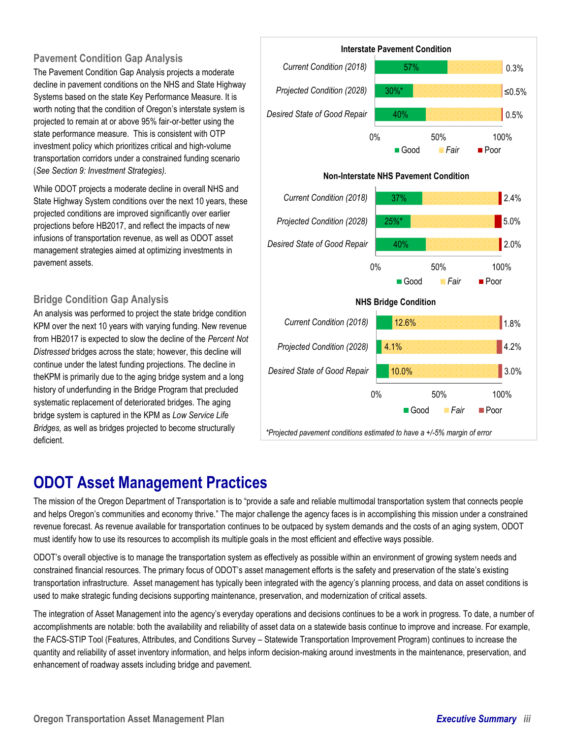### Pavement Condition Gap Analysis

The Pavement Condition Gap Analysis projects a moderate decline in pavement conditions on the NHS and State Highway Systems based on the state Key Performance Measure. It is worth noting that the condition of Oregon's interstate system is projected to remain at or above 95% fair-or-better using the state performance measure. This is consistent with OTP investment policy which prioritizes critical and high-volume transportation corridors under a constrained funding scenario (*See Section 9: Investment Strategies).*

While ODOT projects a moderate decline in overall NHS and State Highway System conditions over the next 10 years, these projected conditions are improved significantly over earlier projections before HB2017, and reflect the impacts of new infusions of transportation revenue, as well as ODOT asset management strategies aimed at optimizing investments in pavement assets.

### Bridge Condition Gap Analysis

An analysis was performed to project the state bridge condition KPM over the next 10 years with varying funding. New revenue from HB2017 is expected to slow the decline of the *Percent Not Distressed* bridges across the state; however, this decline will continue under the latest funding projections. The decline in theKPM is primarily due to the aging bridge system and a long history of underfunding in the Bridge Program that precluded systematic replacement of deteriorated bridges. The aging bridge system is captured in the KPM as *Low Service Life Bridges,* as well as bridges projected to become structurally deficient.

**Interstate Pavement Condition**

| | Good | Poor |
|---|---|---|
| Current Condition (2018) | 57% | 0.3% |
| Projected Condition (2028) | 30%* | ≤0.5% |
| Desired State of Good Repair | 40% | 0.5% |

**Non-Interstate NHS Pavement Condition**

| | Good | Poor |
|---|---|---|
| Current Condition (2018) | 37% | 2.4% |
| Projected Condition (2028) | 25%* | 5.0% |
| Desired State of Good Repair | 40% | 2.0% |

**NHS Bridge Condition**

| | Good | Poor |
|---|---|---|
| Current Condition (2018) | 12.6% | 1.8% |
| Projected Condition (2028) | 4.1% | 4.2% |
| Desired State of Good Repair | 10.0% | 3.0% |

*\*Projected pavement conditions estimated to have a +/-5% margin of error*

## ODOT Asset Management Practices

The mission of the Oregon Department of Transportation is to "provide a safe and reliable multimodal transportation system that connects people and helps Oregon's communities and economy thrive." The major challenge the agency faces is in accomplishing this mission under a constrained revenue forecast. As revenue available for transportation continues to be outpaced by system demands and the costs of an aging system, ODOT must identify how to use its resources to accomplish its multiple goals in the most efficient and effective ways possible.

ODOT's overall objective is to manage the transportation system as effectively as possible within an environment of growing system needs and constrained financial resources. The primary focus of ODOT's asset management efforts is the safety and preservation of the state's existing transportation infrastructure. Asset management has typically been integrated with the agency's planning process, and data on asset conditions is used to make strategic funding decisions supporting maintenance, preservation, and modernization of critical assets.

The integration of Asset Management into the agency's everyday operations and decisions continues to be a work in progress. To date, a number of accomplishments are notable: both the availability and reliability of asset data on a statewide basis continue to improve and increase. For example, the FACS-STIP Tool (Features, Attributes, and Conditions Survey – Statewide Transportation Improvement Program) continues to increase the quantity and reliability of asset inventory information, and helps inform decision-making around investments in the maintenance, preservation, and enhancement of roadway assets including bridge and pavement.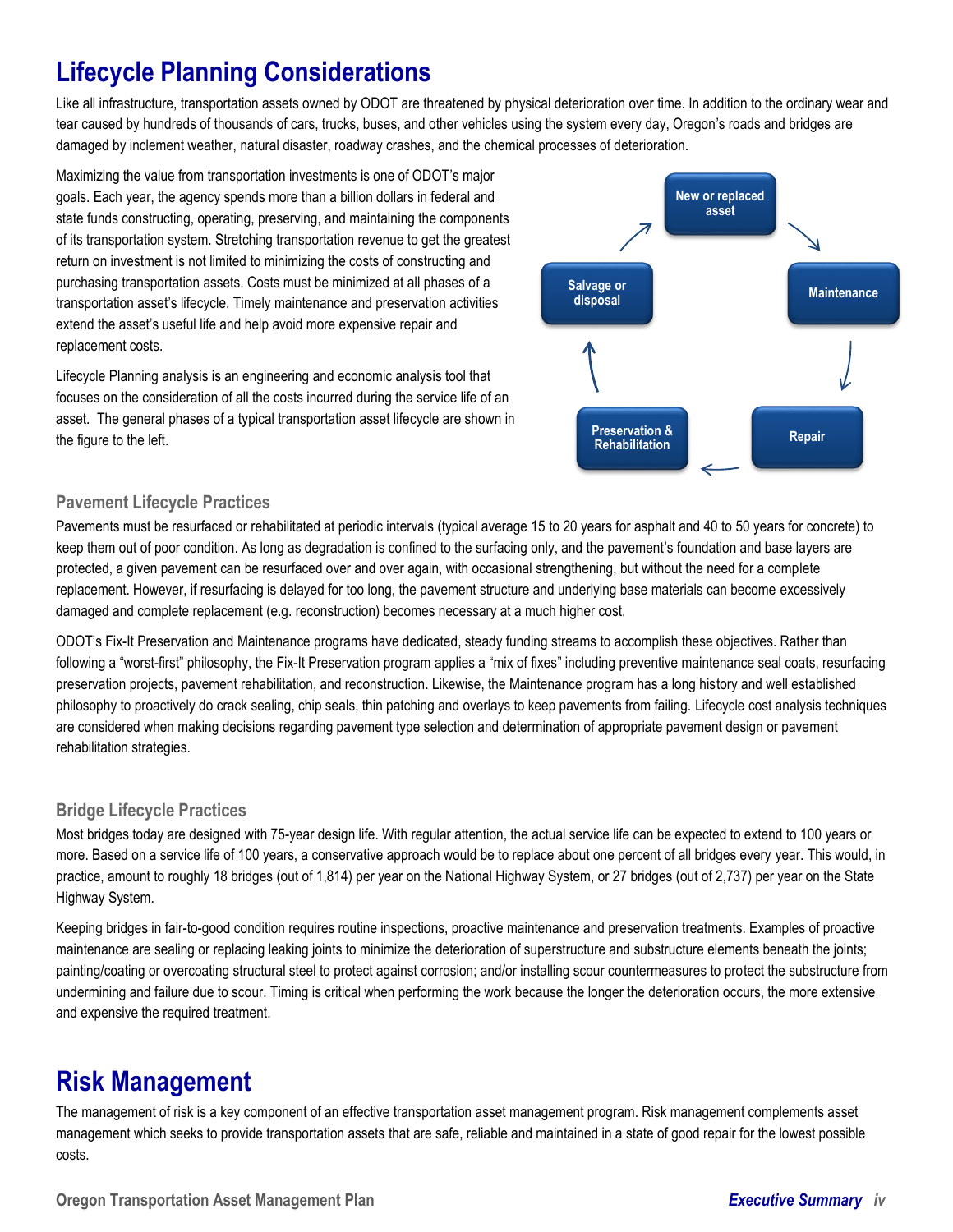# Lifecycle Planning Considerations

Like all infrastructure, transportation assets owned by ODOT are threatened by physical deterioration over time. In addition to the ordinary wear and tear caused by hundreds of thousands of cars, trucks, buses, and other vehicles using the system every day, Oregon's roads and bridges are damaged by inclement weather, natural disaster, roadway crashes, and the chemical processes of deterioration.

Maximizing the value from transportation investments is one of ODOT's major goals. Each year, the agency spends more than a billion dollars in federal and state funds constructing, operating, preserving, and maintaining the components of its transportation system. Stretching transportation revenue to get the greatest return on investment is not limited to minimizing the costs of constructing and purchasing transportation assets. Costs must be minimized at all phases of a transportation asset's lifecycle. Timely maintenance and preservation activities extend the asset's useful life and help avoid more expensive repair and replacement costs.

Lifecycle Planning analysis is an engineering and economic analysis tool that focuses on the consideration of all the costs incurred during the service life of an asset. The general phases of a typical transportation asset lifecycle are shown in the figure to the left.

New or replaced asset → Maintenance → Repair → Preservation & Rehabilitation → Salvage or disposal → New or replaced asset

### Pavement Lifecycle Practices

Pavements must be resurfaced or rehabilitated at periodic intervals (typical average 15 to 20 years for asphalt and 40 to 50 years for concrete) to keep them out of poor condition. As long as degradation is confined to the surfacing only, and the pavement's foundation and base layers are protected, a given pavement can be resurfaced over and over again, with occasional strengthening, but without the need for a complete replacement. However, if resurfacing is delayed for too long, the pavement structure and underlying base materials can become excessively damaged and complete replacement (e.g. reconstruction) becomes necessary at a much higher cost.

ODOT's Fix-It Preservation and Maintenance programs have dedicated, steady funding streams to accomplish these objectives. Rather than following a "worst-first" philosophy, the Fix-It Preservation program applies a "mix of fixes" including preventive maintenance seal coats, resurfacing preservation projects, pavement rehabilitation, and reconstruction. Likewise, the Maintenance program has a long history and well established philosophy to proactively do crack sealing, chip seals, thin patching and overlays to keep pavements from failing. Lifecycle cost analysis techniques are considered when making decisions regarding pavement type selection and determination of appropriate pavement design or pavement rehabilitation strategies.

### Bridge Lifecycle Practices

Most bridges today are designed with 75-year design life. With regular attention, the actual service life can be expected to extend to 100 years or more. Based on a service life of 100 years, a conservative approach would be to replace about one percent of all bridges every year. This would, in practice, amount to roughly 18 bridges (out of 1,814) per year on the National Highway System, or 27 bridges (out of 2,737) per year on the State Highway System.

Keeping bridges in fair-to-good condition requires routine inspections, proactive maintenance and preservation treatments. Examples of proactive maintenance are sealing or replacing leaking joints to minimize the deterioration of superstructure and substructure elements beneath the joints; painting/coating or overcoating structural steel to protect against corrosion; and/or installing scour countermeasures to protect the substructure from undermining and failure due to scour. Timing is critical when performing the work because the longer the deterioration occurs, the more extensive and expensive the required treatment.

# Risk Management

The management of risk is a key component of an effective transportation asset management program. Risk management complements asset management which seeks to provide transportation assets that are safe, reliable and maintained in a state of good repair for the lowest possible costs.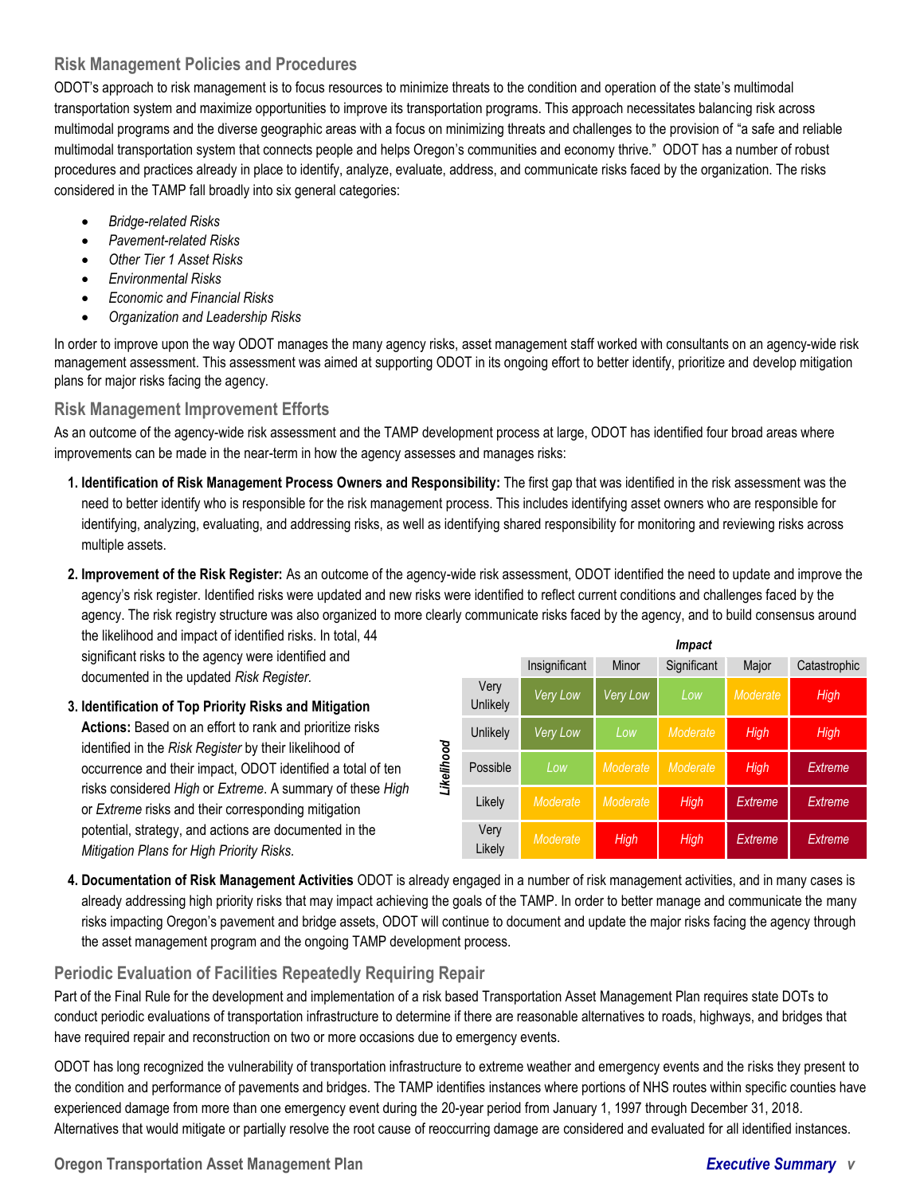## Risk Management Policies and Procedures

ODOT's approach to risk management is to focus resources to minimize threats to the condition and operation of the state's multimodal transportation system and maximize opportunities to improve its transportation programs. This approach necessitates balancing risk across multimodal programs and the diverse geographic areas with a focus on minimizing threats and challenges to the provision of "a safe and reliable multimodal transportation system that connects people and helps Oregon's communities and economy thrive." ODOT has a number of robust procedures and practices already in place to identify, analyze, evaluate, address, and communicate risks faced by the organization. The risks considered in the TAMP fall broadly into six general categories:

- *Bridge-related Risks*
- *Pavement-related Risks*
- *Other Tier 1 Asset Risks*
- *Environmental Risks*
- *Economic and Financial Risks*
- *Organization and Leadership Risks*

In order to improve upon the way ODOT manages the many agency risks, asset management staff worked with consultants on an agency-wide risk management assessment. This assessment was aimed at supporting ODOT in its ongoing effort to better identify, prioritize and develop mitigation plans for major risks facing the agency.

## Risk Management Improvement Efforts

As an outcome of the agency-wide risk assessment and the TAMP development process at large, ODOT has identified four broad areas where improvements can be made in the near-term in how the agency assesses and manages risks:

1. **Identification of Risk Management Process Owners and Responsibility:** The first gap that was identified in the risk assessment was the need to better identify who is responsible for the risk management process. This includes identifying asset owners who are responsible for identifying, analyzing, evaluating, and addressing risks, as well as identifying shared responsibility for monitoring and reviewing risks across multiple assets.

2. **Improvement of the Risk Register:** As an outcome of the agency-wide risk assessment, ODOT identified the need to update and improve the agency's risk register. Identified risks were updated and new risks were identified to reflect current conditions and challenges faced by the agency. The risk registry structure was also organized to more clearly communicate risks faced by the agency, and to build consensus around the likelihood and impact of identified risks. In total, 44 significant risks to the agency were identified and documented in the updated *Risk Register.*

3. **Identification of Top Priority Risks and Mitigation Actions:** Based on an effort to rank and prioritize risks identified in the *Risk Register* by their likelihood of occurrence and their impact, ODOT identified a total of ten risks considered *High* or *Extreme*. A summary of these *High* or *Extreme* risks and their corresponding mitigation potential, strategy, and actions are documented in the *Mitigation Plans for High Priority Risks.*

| Likelihood \ Impact | Insignificant | Minor | Significant | Major | Catastrophic |
|---|---|---|---|---|---|
| Very Unlikely | *Very Low* | *Very Low* | *Low* | *Moderate* | *High* |
| Unlikely | *Very Low* | *Low* | *Moderate* | *High* | *High* |
| Possible | *Low* | *Moderate* | *Moderate* | *High* | *Extreme* |
| Likely | *Moderate* | *Moderate* | *High* | *Extreme* | *Extreme* |
| Very Likely | *Moderate* | *High* | *High* | *Extreme* | *Extreme* |

4. **Documentation of Risk Management Activities** ODOT is already engaged in a number of risk management activities, and in many cases is already addressing high priority risks that may impact achieving the goals of the TAMP. In order to better manage and communicate the many risks impacting Oregon's pavement and bridge assets, ODOT will continue to document and update the major risks facing the agency through the asset management program and the ongoing TAMP development process.

## Periodic Evaluation of Facilities Repeatedly Requiring Repair

Part of the Final Rule for the development and implementation of a risk based Transportation Asset Management Plan requires state DOTs to conduct periodic evaluations of transportation infrastructure to determine if there are reasonable alternatives to roads, highways, and bridges that have required repair and reconstruction on two or more occasions due to emergency events.

ODOT has long recognized the vulnerability of transportation infrastructure to extreme weather and emergency events and the risks they present to the condition and performance of pavements and bridges. The TAMP identifies instances where portions of NHS routes within specific counties have experienced damage from more than one emergency event during the 20-year period from January 1, 1997 through December 31, 2018. Alternatives that would mitigate or partially resolve the root cause of reoccurring damage are considered and evaluated for all identified instances.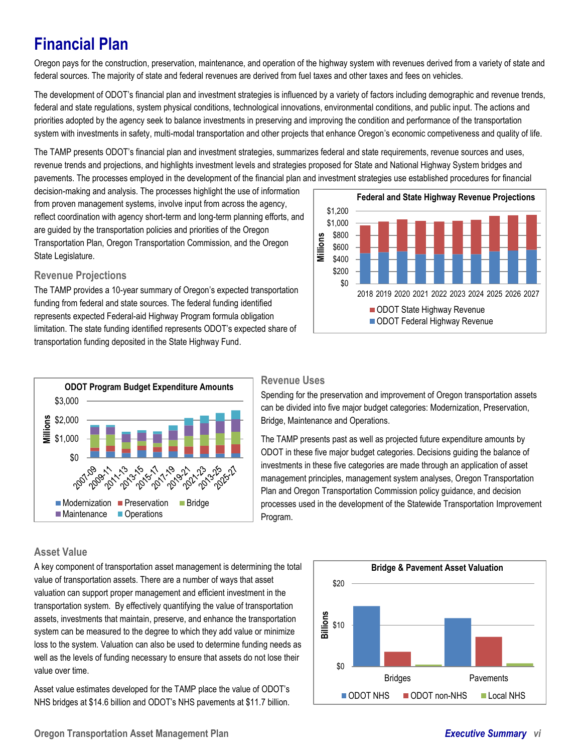# Financial Plan

Oregon pays for the construction, preservation, maintenance, and operation of the highway system with revenues derived from a variety of state and federal sources. The majority of state and federal revenues are derived from fuel taxes and other taxes and fees on vehicles.

The development of ODOT's financial plan and investment strategies is influenced by a variety of factors including demographic and revenue trends, federal and state regulations, system physical conditions, technological innovations, environmental conditions, and public input. The actions and priorities adopted by the agency seek to balance investments in preserving and improving the condition and performance of the transportation system with investments in safety, multi-modal transportation and other projects that enhance Oregon's economic competiveness and quality of life.

The TAMP presents ODOT's financial plan and investment strategies, summarizes federal and state requirements, revenue sources and uses, revenue trends and projections, and highlights investment levels and strategies proposed for State and National Highway System bridges and pavements. The processes employed in the development of the financial plan and investment strategies use established procedures for financial decision-making and analysis. The processes highlight the use of information from proven management systems, involve input from across the agency, reflect coordination with agency short-term and long-term planning efforts, and are guided by the transportation policies and priorities of the Oregon Transportation Plan, Oregon Transportation Commission, and the Oregon State Legislature.

## Revenue Projections

The TAMP provides a 10-year summary of Oregon's expected transportation funding from federal and state sources. The federal funding identified represents expected Federal-aid Highway Program formula obligation limitation. The state funding identified represents ODOT's expected share of transportation funding deposited in the State Highway Fund.

**Federal and State Highway Revenue Projections**

## Revenue Uses

Spending for the preservation and improvement of Oregon transportation assets can be divided into five major budget categories: Modernization, Preservation, Bridge, Maintenance and Operations.

The TAMP presents past as well as projected future expenditure amounts by ODOT in these five major budget categories. Decisions guiding the balance of investments in these five categories are made through an application of asset management principles, management system analyses, Oregon Transportation Plan and Oregon Transportation Commission policy guidance, and decision processes used in the development of the Statewide Transportation Improvement Program.

**ODOT Program Budget Expenditure Amounts**

## Asset Value

A key component of transportation asset management is determining the total value of transportation assets. There are a number of ways that asset valuation can support proper management and efficient investment in the transportation system. By effectively quantifying the value of transportation assets, investments that maintain, preserve, and enhance the transportation system can be measured to the degree to which they add value or minimize loss to the system. Valuation can also be used to determine funding needs as well as the levels of funding necessary to ensure that assets do not lose their value over time.

Asset value estimates developed for the TAMP place the value of ODOT's NHS bridges at $14.6 billion and ODOT's NHS pavements at $11.7 billion.

**Bridge & Pavement Asset Valuation**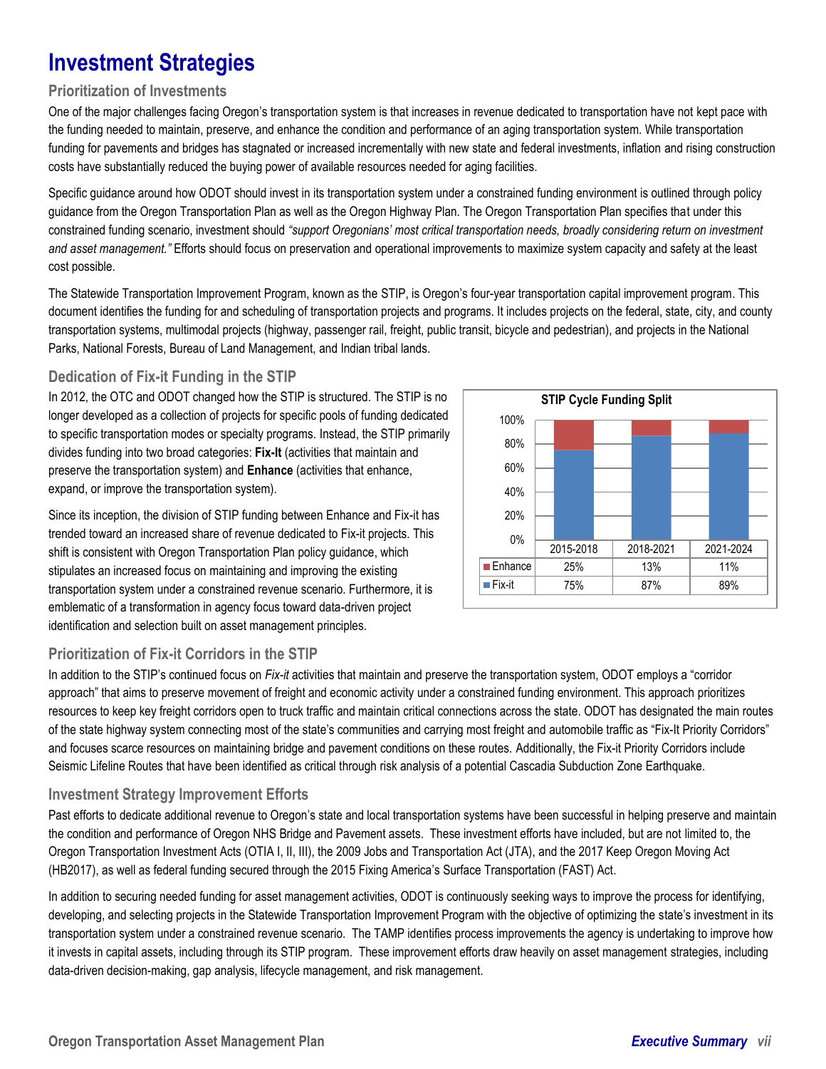# Investment Strategies

## Prioritization of Investments

One of the major challenges facing Oregon's transportation system is that increases in revenue dedicated to transportation have not kept pace with the funding needed to maintain, preserve, and enhance the condition and performance of an aging transportation system. While transportation funding for pavements and bridges has stagnated or increased incrementally with new state and federal investments, inflation and rising construction costs have substantially reduced the buying power of available resources needed for aging facilities.

Specific guidance around how ODOT should invest in its transportation system under a constrained funding environment is outlined through policy guidance from the Oregon Transportation Plan as well as the Oregon Highway Plan. The Oregon Transportation Plan specifies that under this constrained funding scenario, investment should *"support Oregonians' most critical transportation needs, broadly considering return on investment and asset management."* Efforts should focus on preservation and operational improvements to maximize system capacity and safety at the least cost possible.

The Statewide Transportation Improvement Program, known as the STIP, is Oregon's four-year transportation capital improvement program. This document identifies the funding for and scheduling of transportation projects and programs. It includes projects on the federal, state, city, and county transportation systems, multimodal projects (highway, passenger rail, freight, public transit, bicycle and pedestrian), and projects in the National Parks, National Forests, Bureau of Land Management, and Indian tribal lands.

## Dedication of Fix-it Funding in the STIP

In 2012, the OTC and ODOT changed how the STIP is structured. The STIP is no longer developed as a collection of projects for specific pools of funding dedicated to specific transportation modes or specialty programs. Instead, the STIP primarily divides funding into two broad categories: **Fix-It** (activities that maintain and preserve the transportation system) and **Enhance** (activities that enhance, expand, or improve the transportation system).

Since its inception, the division of STIP funding between Enhance and Fix-it has trended toward an increased share of revenue dedicated to Fix-it projects. This shift is consistent with Oregon Transportation Plan policy guidance, which stipulates an increased focus on maintaining and improving the existing transportation system under a constrained revenue scenario. Furthermore, it is emblematic of a transformation in agency focus toward data-driven project identification and selection built on asset management principles.

STIP Cycle Funding Split

100%
80%
60%
40%
20%
0%

2015-2018 2018-2021 2021-2024

Enhance 25% 13% 11%

Fix-it 75% 87% 89%

## Prioritization of Fix-it Corridors in the STIP

In addition to the STIP's continued focus on *Fix-it* activities that maintain and preserve the transportation system, ODOT employs a "corridor approach" that aims to preserve movement of freight and economic activity under a constrained funding environment. This approach prioritizes resources to keep key freight corridors open to truck traffic and maintain critical connections across the state. ODOT has designated the main routes of the state highway system connecting most of the state's communities and carrying most freight and automobile traffic as "Fix-It Priority Corridors" and focuses scarce resources on maintaining bridge and pavement conditions on these routes. Additionally, the Fix-it Priority Corridors include Seismic Lifeline Routes that have been identified as critical through risk analysis of a potential Cascadia Subduction Zone Earthquake.

## Investment Strategy Improvement Efforts

Past efforts to dedicate additional revenue to Oregon's state and local transportation systems have been successful in helping preserve and maintain the condition and performance of Oregon NHS Bridge and Pavement assets. These investment efforts have included, but are not limited to, the Oregon Transportation Investment Acts (OTIA I, II, III), the 2009 Jobs and Transportation Act (JTA), and the 2017 Keep Oregon Moving Act (HB2017), as well as federal funding secured through the 2015 Fixing America's Surface Transportation (FAST) Act.

In addition to securing needed funding for asset management activities, ODOT is continuously seeking ways to improve the process for identifying, developing, and selecting projects in the Statewide Transportation Improvement Program with the objective of optimizing the state's investment in its transportation system under a constrained revenue scenario. The TAMP identifies process improvements the agency is undertaking to improve how it invests in capital assets, including through its STIP program. These improvement efforts draw heavily on asset management strategies, including data-driven decision-making, gap analysis, lifecycle management, and risk management.